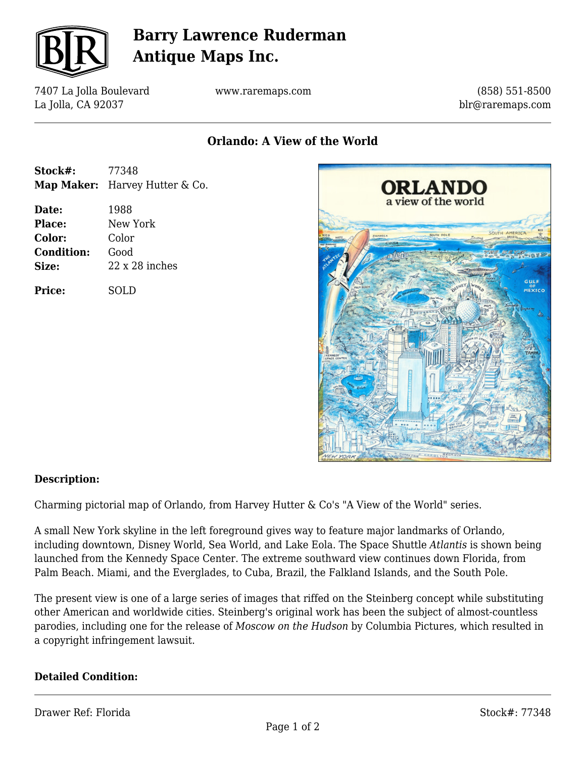# Barry Lawrence Ruderman Antique Maps Inc.

7407 La Jolla Boulevard
La Jolla, CA 92037

www.raremaps.com

(858) 551-8500
blr@raremaps.com

## Orlando: A View of the World

| | |
|---|---|
| **Stock#:** | 77348 |
| **Map Maker:** | Harvey Hutter & Co. |
| **Date:** | 1988 |
| **Place:** | New York |
| **Color:** | Color |
| **Condition:** | Good |
| **Size:** | 22 x 28 inches |
| **Price:** | SOLD |

### Description:

Charming pictorial map of Orlando, from Harvey Hutter & Co's "A View of the World" series.

A small New York skyline in the left foreground gives way to feature major landmarks of Orlando, including downtown, Disney World, Sea World, and Lake Eola. The Space Shuttle *Atlantis* is shown being launched from the Kennedy Space Center. The extreme southward view continues down Florida, from Palm Beach. Miami, and the Everglades, to Cuba, Brazil, the Falkland Islands, and the South Pole.

The present view is one of a large series of images that riffed on the Steinberg concept while substituting other American and worldwide cities. Steinberg's original work has been the subject of almost-countless parodies, including one for the release of *Moscow on the Hudson* by Columbia Pictures, which resulted in a copyright infringement lawsuit.

### Detailed Condition:

Drawer Ref: Florida

Stock#: 77348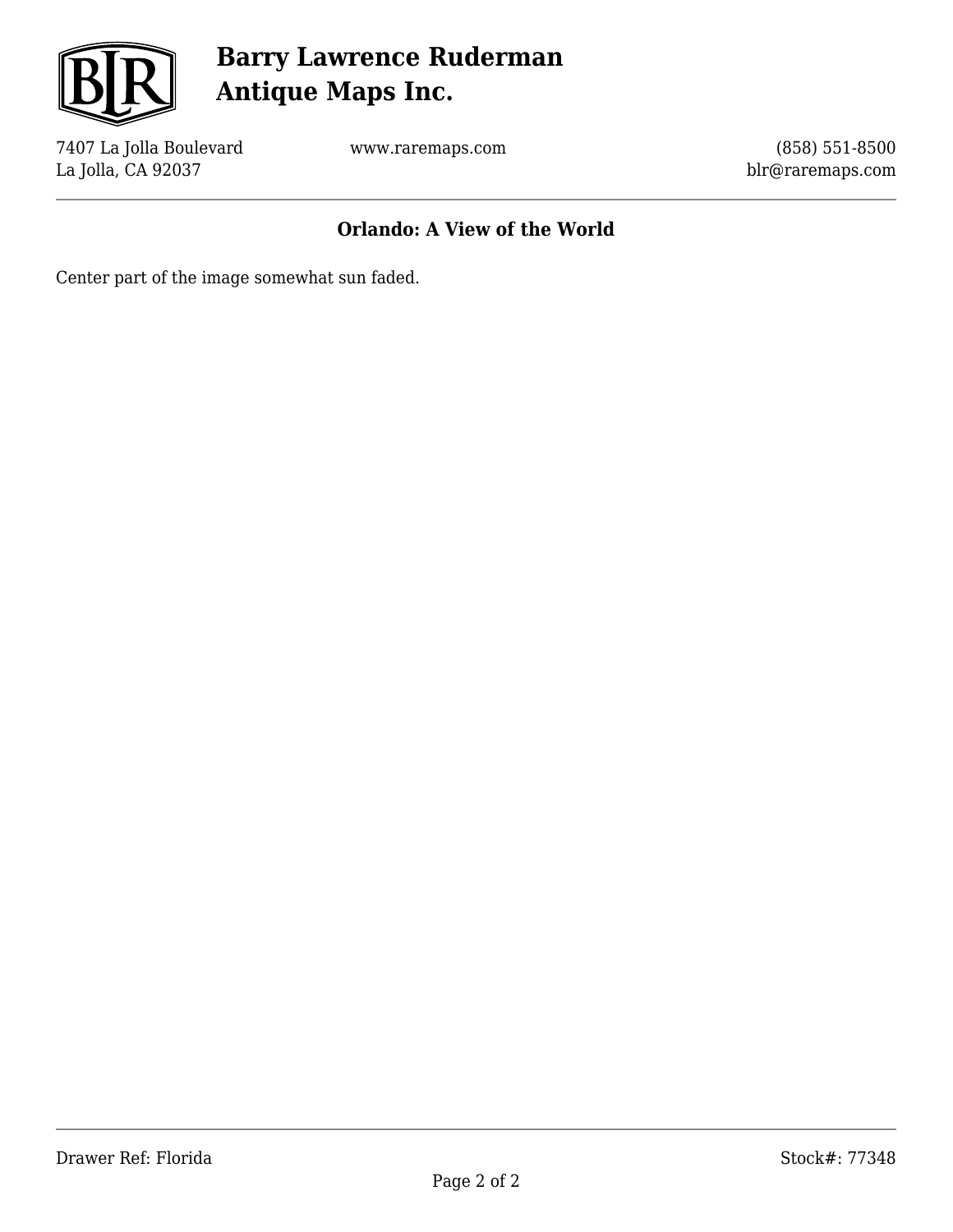**Orlando: A View of the World**

Center part of the image somewhat sun faded.